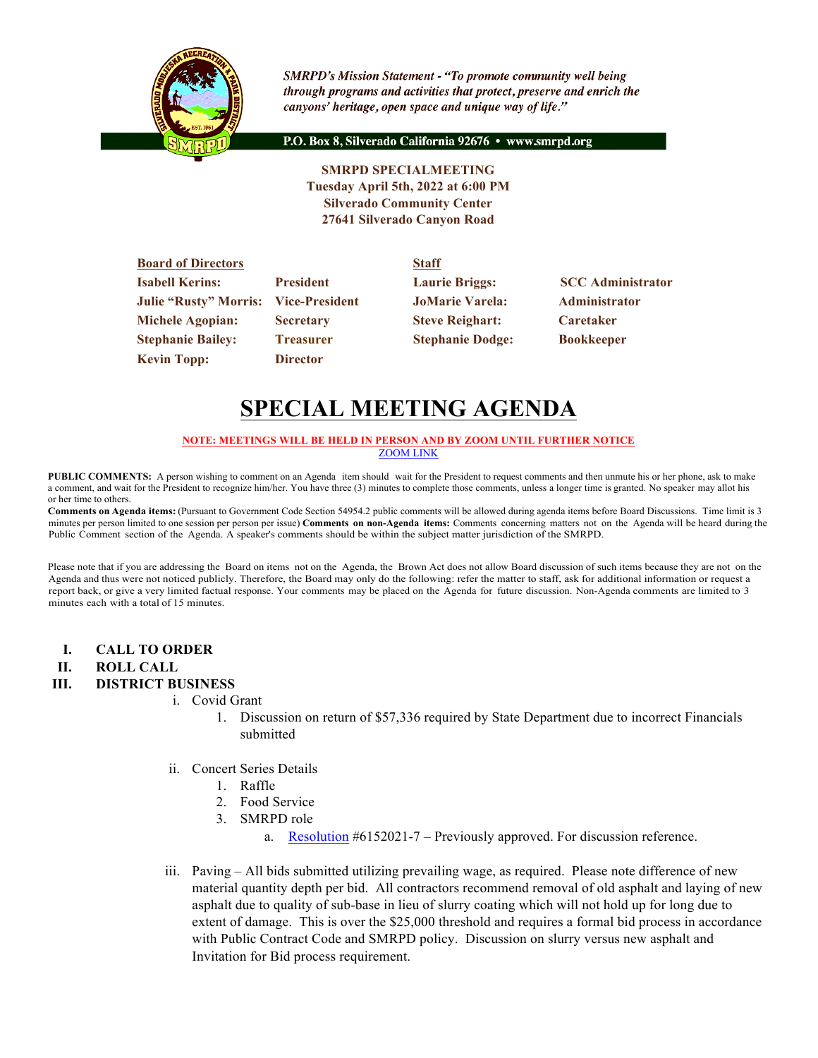***SMRPD's Mission Statement - "To promote community well being through programs and activities that protect, preserve and enrich the canyons' heritage, open space and unique way of life."***

**P.O. Box 8, Silverado California 92676 • www.smrpd.org**

**SMRPD SPECIALMEETING**
**Tuesday April 5th, 2022 at 6:00 PM**
**Silverado Community Center**
**27641 Silverado Canyon Road**

| **Board of Directors** | | **Staff** | |
|---|---|---|---|
| **Isabell Kerins:** | **President** | **Laurie Briggs:** | **SCC Administrator** |
| **Julie "Rusty" Morris:** | **Vice-President** | **JoMarie Varela:** | **Administrator** |
| **Michele Agopian:** | **Secretary** | **Steve Reighart:** | **Caretaker** |
| **Stephanie Bailey:** | **Treasurer** | **Stephanie Dodge:** | **Bookkeeper** |
| **Kevin Topp:** | **Director** | | |

# SPECIAL MEETING AGENDA

**NOTE: MEETINGS WILL BE HELD IN PERSON AND BY ZOOM UNTIL FURTHER NOTICE**
ZOOM LINK

**PUBLIC COMMENTS:** A person wishing to comment on an Agenda item should wait for the President to request comments and then unmute his or her phone, ask to make a comment, and wait for the President to recognize him/her. You have three (3) minutes to complete those comments, unless a longer time is granted. No speaker may allot his or her time to others.
**Comments on Agenda items:** (Pursuant to Government Code Section 54954.2 public comments will be allowed during agenda items before Board Discussions. Time limit is 3 minutes per person limited to one session per person per issue) **Comments on non-Agenda items:** Comments concerning matters not on the Agenda will be heard during the Public Comment section of the Agenda. A speaker's comments should be within the subject matter jurisdiction of the SMRPD.

Please note that if you are addressing the Board on items not on the Agenda, the Brown Act does not allow Board discussion of such items because they are not on the Agenda and thus were not noticed publicly. Therefore, the Board may only do the following: refer the matter to staff, ask for additional information or request a report back, or give a very limited factual response. Your comments may be placed on the Agenda for future discussion. Non-Agenda comments are limited to 3 minutes each with a total of 15 minutes.

**I. CALL TO ORDER**

**II. ROLL CALL**

**III. DISTRICT BUSINESS**

i. Covid Grant
   1. Discussion on return of $57,336 required by State Department due to incorrect Financials submitted

ii. Concert Series Details
   1. Raffle
   2. Food Service
   3. SMRPD role
      a. Resolution #6152021-7 – Previously approved. For discussion reference.

iii. Paving – All bids submitted utilizing prevailing wage, as required. Please note difference of new material quantity depth per bid. All contractors recommend removal of old asphalt and laying of new asphalt due to quality of sub-base in lieu of slurry coating which will not hold up for long due to extent of damage. This is over the $25,000 threshold and requires a formal bid process in accordance with Public Contract Code and SMRPD policy. Discussion on slurry versus new asphalt and Invitation for Bid process requirement.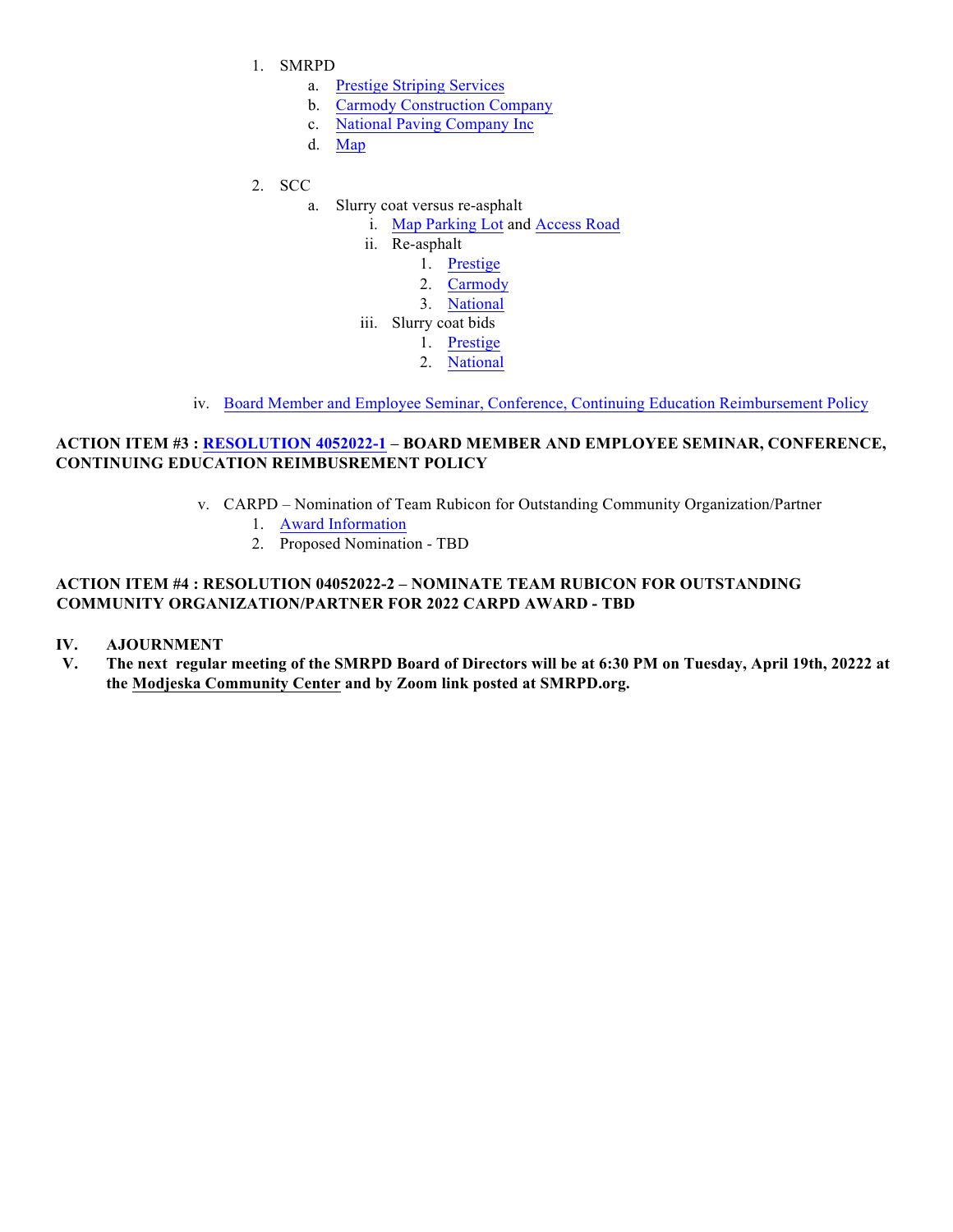1. SMRPD
   a. Prestige Striping Services
   b. Carmody Construction Company
   c. National Paving Company Inc
   d. Map

2. SCC
   a. Slurry coat versus re-asphalt
      i. Map Parking Lot and Access Road
      ii. Re-asphalt
         1. Prestige
         2. Carmody
         3. National
      iii. Slurry coat bids
         1. Prestige
         2. National

iv. Board Member and Employee Seminar, Conference, Continuing Education Reimbursement Policy

**ACTION ITEM #3 : RESOLUTION 4052022-1 – BOARD MEMBER AND EMPLOYEE SEMINAR, CONFERENCE, CONTINUING EDUCATION REIMBUSREMENT POLICY**

v. CARPD – Nomination of Team Rubicon for Outstanding Community Organization/Partner
   1. Award Information
   2. Proposed Nomination - TBD

**ACTION ITEM #4 : RESOLUTION 04052022-2 – NOMINATE TEAM RUBICON FOR OUTSTANDING COMMUNITY ORGANIZATION/PARTNER FOR 2022 CARPD AWARD - TBD**

**IV. AJOURNMENT**

**V. The next regular meeting of the SMRPD Board of Directors will be at 6:30 PM on Tuesday, April 19th, 20222 at the Modjeska Community Center and by Zoom link posted at SMRPD.org.**